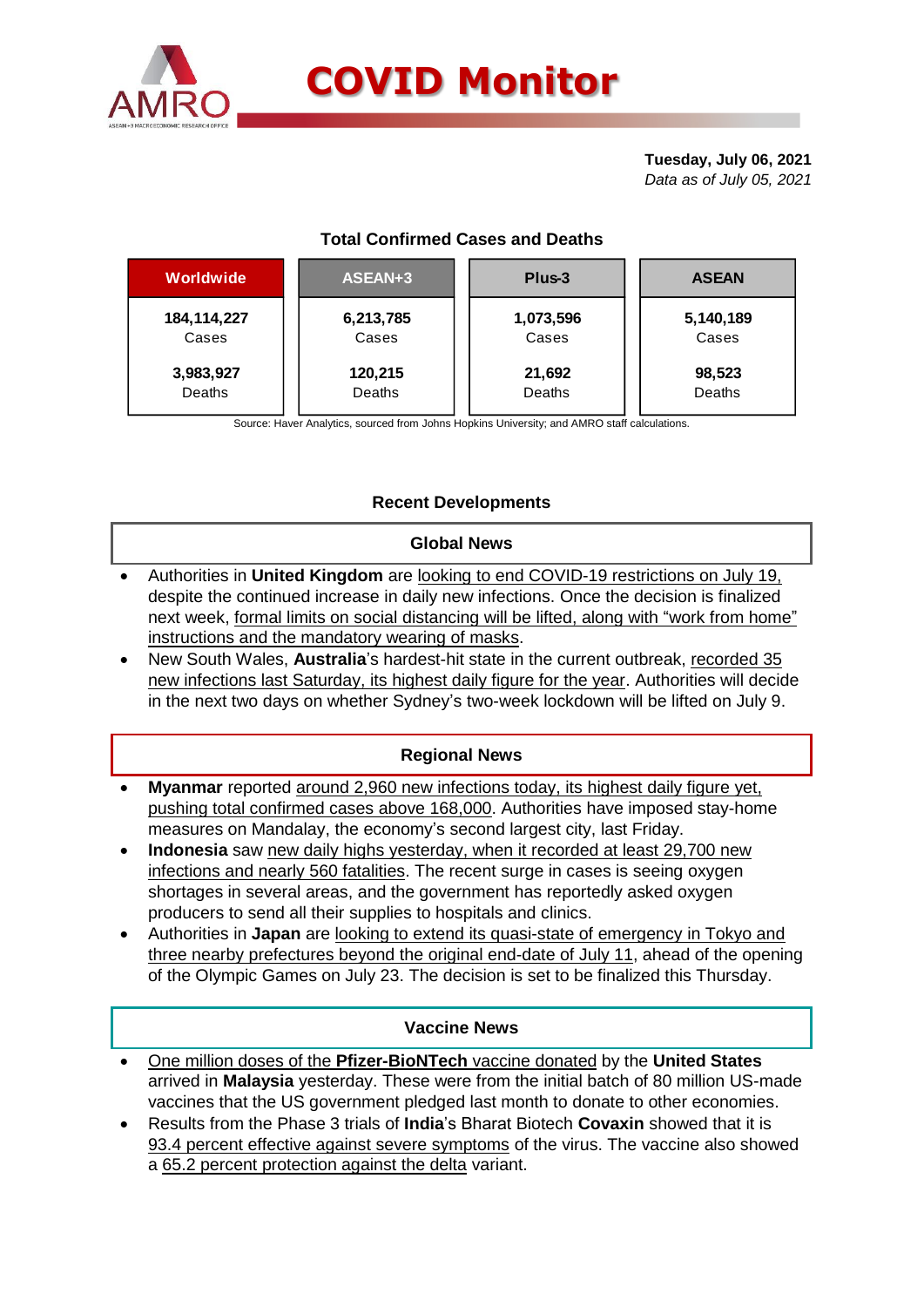# COVID Monitor

**Tuesday, July 06, 2021**
*Data as of July 05, 2021*

### Total Confirmed Cases and Deaths

| Worldwide | ASEAN+3 | Plus-3 | ASEAN |
|---|---|---|---|
| **184,114,227** Cases | **6,213,785** Cases | **1,073,596** Cases | **5,140,189** Cases |
| **3,983,927** Deaths | **120,215** Deaths | **21,692** Deaths | **98,523** Deaths |

Source: Haver Analytics, sourced from Johns Hopkins University; and AMRO staff calculations.

### Recent Developments

#### Global News

- Authorities in **United Kingdom** are looking to end COVID-19 restrictions on July 19, despite the continued increase in daily new infections. Once the decision is finalized next week, formal limits on social distancing will be lifted, along with "work from home" instructions and the mandatory wearing of masks.
- New South Wales, **Australia**'s hardest-hit state in the current outbreak, recorded 35 new infections last Saturday, its highest daily figure for the year. Authorities will decide in the next two days on whether Sydney's two-week lockdown will be lifted on July 9.

#### Regional News

- **Myanmar** reported around 2,960 new infections today, its highest daily figure yet, pushing total confirmed cases above 168,000. Authorities have imposed stay-home measures on Mandalay, the economy's second largest city, last Friday.
- **Indonesia** saw new daily highs yesterday, when it recorded at least 29,700 new infections and nearly 560 fatalities. The recent surge in cases is seeing oxygen shortages in several areas, and the government has reportedly asked oxygen producers to send all their supplies to hospitals and clinics.
- Authorities in **Japan** are looking to extend its quasi-state of emergency in Tokyo and three nearby prefectures beyond the original end-date of July 11, ahead of the opening of the Olympic Games on July 23. The decision is set to be finalized this Thursday.

#### Vaccine News

- One million doses of the **Pfizer-BioNTech** vaccine donated by the **United States** arrived in **Malaysia** yesterday. These were from the initial batch of 80 million US-made vaccines that the US government pledged last month to donate to other economies.
- Results from the Phase 3 trials of **India**'s Bharat Biotech **Covaxin** showed that it is 93.4 percent effective against severe symptoms of the virus. The vaccine also showed a 65.2 percent protection against the delta variant.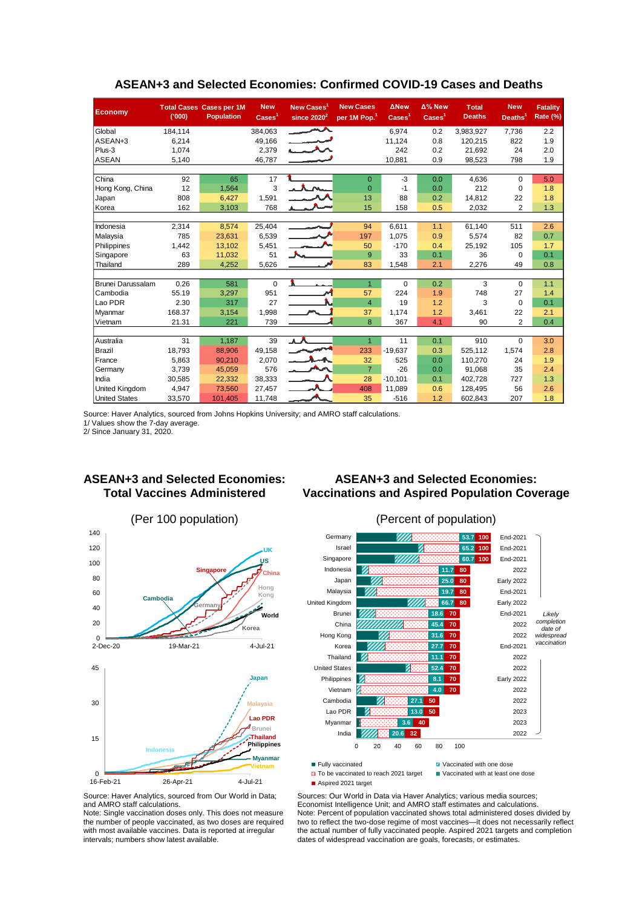## ASEAN+3 and Selected Economies: Confirmed COVID-19 Cases and Deaths

| Economy | Total Cases ('000) | Cases per 1M Population | New Cases[1] | New Cases[1] since 2020[2] | New Cases per 1M Pop.[1] | ΔNew Cases[1] | Δ% New Cases[1] | Total Deaths | New Deaths[1] | Fatality Rate (%) |
|---|---|---|---|---|---|---|---|---|---|---|
| Global | 184,114 | | 384,063 | | | 6,974 | 0.2 | 3,983,927 | 7,736 | 2.2 |
| ASEAN+3 | 6,214 | | 49,166 | | | 11,124 | 0.8 | 120,215 | 822 | 1.9 |
| Plus-3 | 1,074 | | 2,379 | | | 242 | 0.2 | 21,692 | 24 | 2.0 |
| ASEAN | 5,140 | | 46,787 | | | 10,881 | 0.9 | 98,523 | 798 | 1.9 |
| | | | | | | | | | | |
| China | 92 | 65 | 17 | | 0 | -3 | 0.0 | 4,636 | 0 | 5.0 |
| Hong Kong, China | 12 | 1,564 | 3 | | 0 | -1 | 0.0 | 212 | 0 | 1.8 |
| Japan | 808 | 6,427 | 1,591 | | 13 | 88 | 0.2 | 14,812 | 22 | 1.8 |
| Korea | 162 | 3,103 | 768 | | 15 | 158 | 0.5 | 2,032 | 2 | 1.3 |
| | | | | | | | | | | |
| Indonesia | 2,314 | 8,574 | 25,404 | | 94 | 6,611 | 1.1 | 61,140 | 511 | 2.6 |
| Malaysia | 785 | 23,631 | 6,539 | | 197 | 1,075 | 0.9 | 5,574 | 82 | 0.7 |
| Philippines | 1,442 | 13,102 | 5,451 | | 50 | -170 | 0.4 | 25,192 | 105 | 1.7 |
| Singapore | 63 | 11,032 | 51 | | 9 | 33 | 0.1 | 36 | 0 | 0.1 |
| Thailand | 289 | 4,252 | 5,626 | | 83 | 1,548 | 2.1 | 2,276 | 49 | 0.8 |
| | | | | | | | | | | |
| Brunei Darussalam | 0.26 | 581 | 0 | | 1 | 0 | 0.2 | 3 | 0 | 1.1 |
| Cambodia | 55.19 | 3,297 | 951 | | 57 | 224 | 1.9 | 748 | 27 | 1.4 |
| Lao PDR | 2.30 | 317 | 27 | | 4 | 19 | 1.2 | 3 | 0 | 0.1 |
| Myanmar | 168.37 | 3,154 | 1,998 | | 37 | 1,174 | 1.2 | 3,461 | 22 | 2.1 |
| Vietnam | 21.31 | 221 | 739 | | 8 | 367 | 4.1 | 90 | 2 | 0.4 |
| | | | | | | | | | | |
| Australia | 31 | 1,187 | 39 | | 1 | 11 | 0.1 | 910 | 0 | 3.0 |
| Brazil | 18,793 | 88,906 | 49,158 | | 233 | -19,637 | 0.3 | 525,112 | 1,574 | 2.8 |
| France | 5,863 | 90,210 | 2,070 | | 32 | 525 | 0.0 | 110,270 | 24 | 1.9 |
| Germany | 3,739 | 45,059 | 576 | | 7 | -26 | 0.0 | 91,068 | 35 | 2.4 |
| India | 30,585 | 22,332 | 38,333 | | 28 | -10,101 | 0.1 | 402,728 | 727 | 1.3 |
| United Kingdom | 4,947 | 73,560 | 27,457 | | 408 | 11,089 | 0.6 | 128,495 | 56 | 2.6 |
| United States | 33,570 | 101,405 | 11,748 | | 35 | -516 | 1.2 | 602,843 | 207 | 1.8 |

Source: Haver Analytics, sourced from Johns Hopkins University; and AMRO staff calculations.
1/ Values show the 7-day average.
2/ Since January 31, 2020.

## ASEAN+3 and Selected Economies: Total Vaccines Administered

(Per 100 population)

140
120
100
80
60
40
20
0
2-Dec-20
19-Mar-21
4-Jul-21
UK
US
Singapore
China
Hong Kong
Cambodia
Germany
World
Korea

45
30
15
0
16-Feb-21
26-Apr-21
4-Jul-21
Japan
Malaysia
Lao PDR
Brunei
Thailand
Philippines
Indonesia
Myanmar
Vietnam

Source: Haver Analytics, sourced from Our World in Data; and AMRO staff calculations.
Note: Single vaccination doses only. This does not measure the number of people vaccinated, as two doses are required with most available vaccines. Data is reported at irregular intervals; numbers show latest available.

## ASEAN+3 and Selected Economies: Vaccinations and Aspired Population Coverage

(Percent of population)

Germany 53.7 100 End-2021
Israel 65.2 100 End-2021
Singapore 60.7 100 End-2021
Indonesia 11.7 80 2022
Japan 25.0 80 Early 2022
Malaysia 19.7 80 End-2021
United Kingdom 66.7 80 Early 2022
Brunei 18.6 70 End-2021
China 45.4 70 2022
Hong Kong 31.6 70 2022
Korea 27.7 70 End-2021
Thailand 11.1 70 2022
United States 52.4 70 2022
Philippines 8.1 70 Early 2022
Vietnam 4.0 70 2022
Cambodia 27.1 50 2022
Lao PDR 13.0 50 2023
Myanmar 3.6 40 2023
India 20.6 32 2022

0 20 40 60 80 100

*Likely completion date of widespread vaccination*

■ Fully vaccinated
■ Vaccinated with one dose
■ To be vaccinated to reach 2021 target
■ Vaccinated with at least one dose
■ Aspired 2021 target

Sources: Our World in Data via Haver Analytics; various media sources; Economist Intelligence Unit; and AMRO staff estimates and calculations.
Note: Percent of population vaccinated shows total administered doses divided by two to reflect the two-dose regime of most vaccines—it does not necessarily reflect the actual number of fully vaccinated people. Aspired 2021 targets and completion dates of widespread vaccination are goals, forecasts, or estimates.